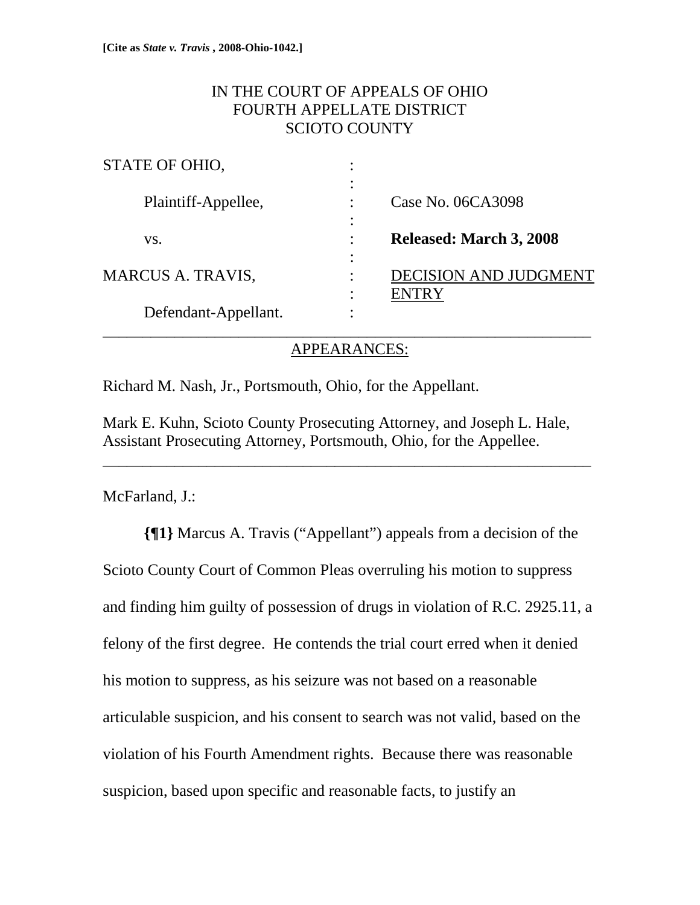**[Cite as *State v. Travis* , 2008-Ohio-1042.]**

IN THE COURT OF APPEALS OF OHIO
FOURTH APPELLATE DISTRICT
SCIOTO COUNTY

STATE OF OHIO, :
:
Plaintiff-Appellee, : Case No. 06CA3098
:
vs. : **Released: March 3, 2008**
:
MARCUS A. TRAVIS, : DECISION AND JUDGMENT ENTRY
:
Defendant-Appellant. :

---

APPEARANCES:

Richard M. Nash, Jr., Portsmouth, Ohio, for the Appellant.

Mark E. Kuhn, Scioto County Prosecuting Attorney, and Joseph L. Hale, Assistant Prosecuting Attorney, Portsmouth, Ohio, for the Appellee.

---

McFarland, J.:

**{¶1}** Marcus A. Travis ("Appellant") appeals from a decision of the Scioto County Court of Common Pleas overruling his motion to suppress and finding him guilty of possession of drugs in violation of R.C. 2925.11, a felony of the first degree. He contends the trial court erred when it denied his motion to suppress, as his seizure was not based on a reasonable articulable suspicion, and his consent to search was not valid, based on the violation of his Fourth Amendment rights. Because there was reasonable suspicion, based upon specific and reasonable facts, to justify an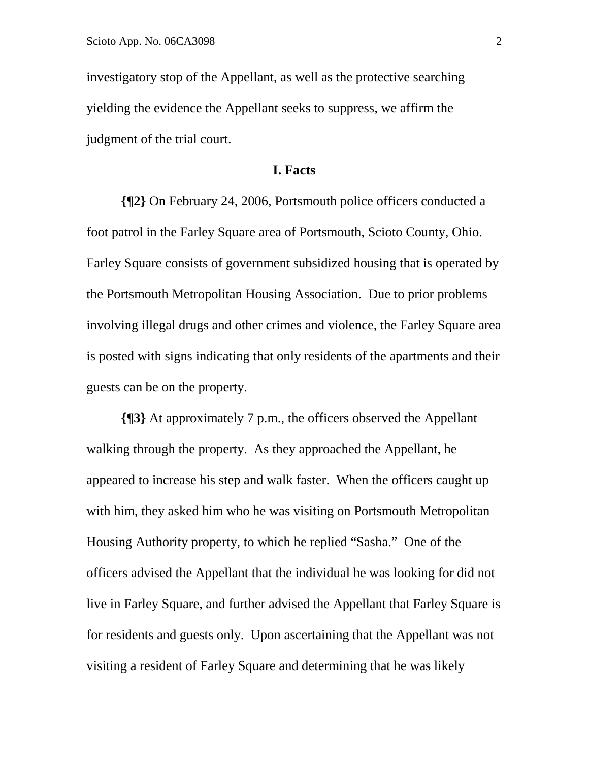investigatory stop of the Appellant, as well as the protective searching yielding the evidence the Appellant seeks to suppress, we affirm the judgment of the trial court.

## I. Facts

**{¶2}** On February 24, 2006, Portsmouth police officers conducted a foot patrol in the Farley Square area of Portsmouth, Scioto County, Ohio. Farley Square consists of government subsidized housing that is operated by the Portsmouth Metropolitan Housing Association. Due to prior problems involving illegal drugs and other crimes and violence, the Farley Square area is posted with signs indicating that only residents of the apartments and their guests can be on the property.

**{¶3}** At approximately 7 p.m., the officers observed the Appellant walking through the property. As they approached the Appellant, he appeared to increase his step and walk faster. When the officers caught up with him, they asked him who he was visiting on Portsmouth Metropolitan Housing Authority property, to which he replied "Sasha." One of the officers advised the Appellant that the individual he was looking for did not live in Farley Square, and further advised the Appellant that Farley Square is for residents and guests only. Upon ascertaining that the Appellant was not visiting a resident of Farley Square and determining that he was likely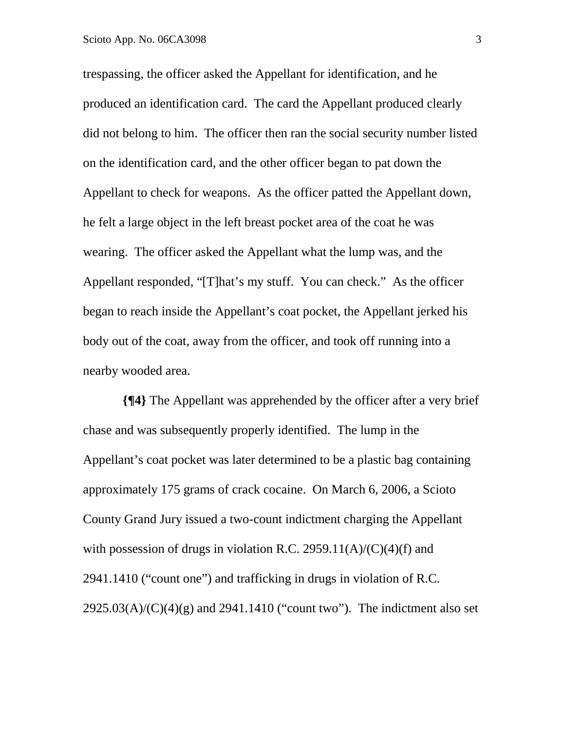trespassing, the officer asked the Appellant for identification, and he produced an identification card. The card the Appellant produced clearly did not belong to him. The officer then ran the social security number listed on the identification card, and the other officer began to pat down the Appellant to check for weapons. As the officer patted the Appellant down, he felt a large object in the left breast pocket area of the coat he was wearing. The officer asked the Appellant what the lump was, and the Appellant responded, "[T]hat's my stuff. You can check." As the officer began to reach inside the Appellant's coat pocket, the Appellant jerked his body out of the coat, away from the officer, and took off running into a nearby wooded area.

**{¶4}** The Appellant was apprehended by the officer after a very brief chase and was subsequently properly identified. The lump in the Appellant's coat pocket was later determined to be a plastic bag containing approximately 175 grams of crack cocaine. On March 6, 2006, a Scioto County Grand Jury issued a two-count indictment charging the Appellant with possession of drugs in violation R.C. 2959.11(A)/(C)(4)(f) and 2941.1410 ("count one") and trafficking in drugs in violation of R.C. 2925.03(A)/(C)(4)(g) and 2941.1410 ("count two"). The indictment also set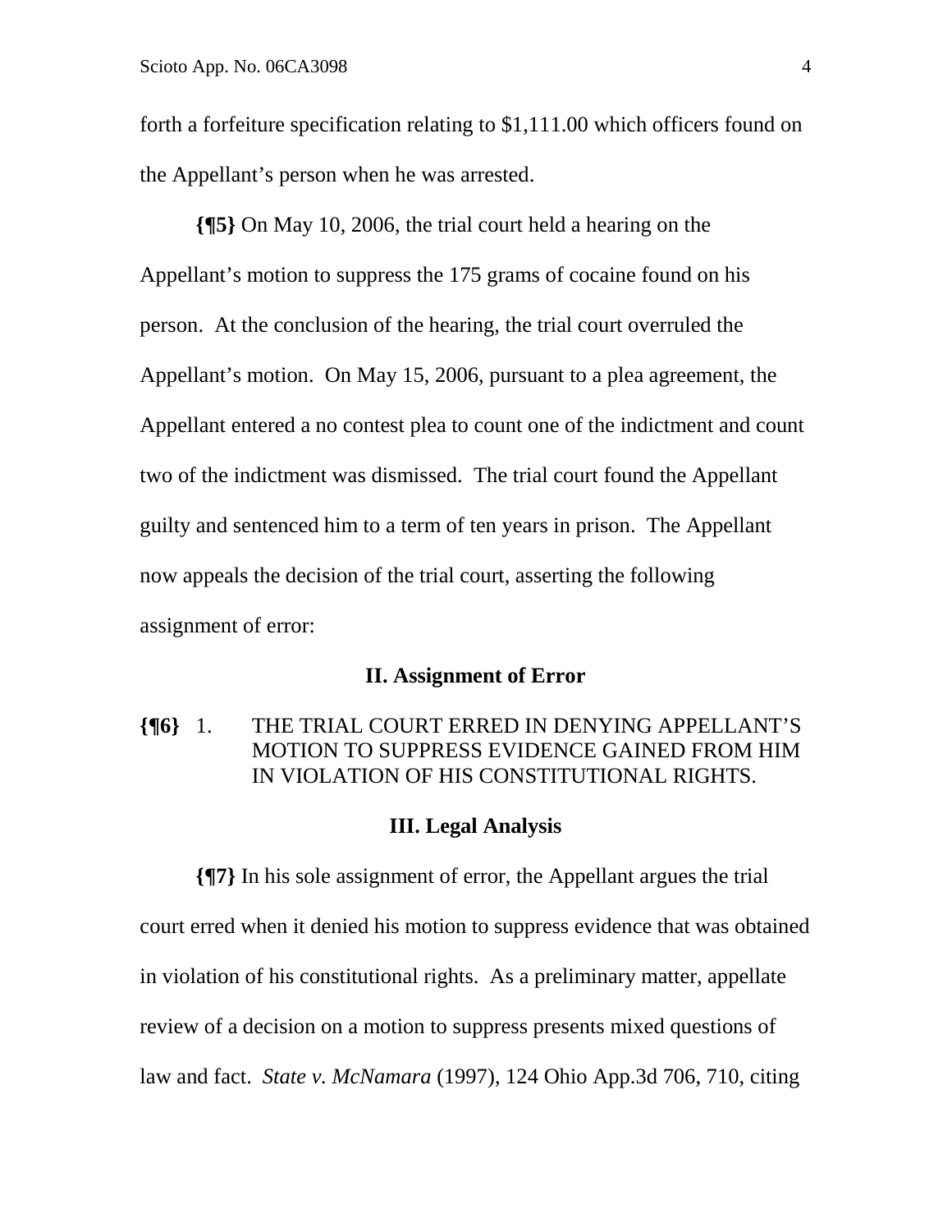forth a forfeiture specification relating to $1,111.00 which officers found on the Appellant's person when he was arrested.

**{¶5}** On May 10, 2006, the trial court held a hearing on the Appellant's motion to suppress the 175 grams of cocaine found on his person. At the conclusion of the hearing, the trial court overruled the Appellant's motion. On May 15, 2006, pursuant to a plea agreement, the Appellant entered a no contest plea to count one of the indictment and count two of the indictment was dismissed. The trial court found the Appellant guilty and sentenced him to a term of ten years in prison. The Appellant now appeals the decision of the trial court, asserting the following assignment of error:

## II. Assignment of Error

**{¶6}** 1. THE TRIAL COURT ERRED IN DENYING APPELLANT'S MOTION TO SUPPRESS EVIDENCE GAINED FROM HIM IN VIOLATION OF HIS CONSTITUTIONAL RIGHTS.

## III. Legal Analysis

**{¶7}** In his sole assignment of error, the Appellant argues the trial court erred when it denied his motion to suppress evidence that was obtained in violation of his constitutional rights. As a preliminary matter, appellate review of a decision on a motion to suppress presents mixed questions of law and fact. *State v. McNamara* (1997), 124 Ohio App.3d 706, 710, citing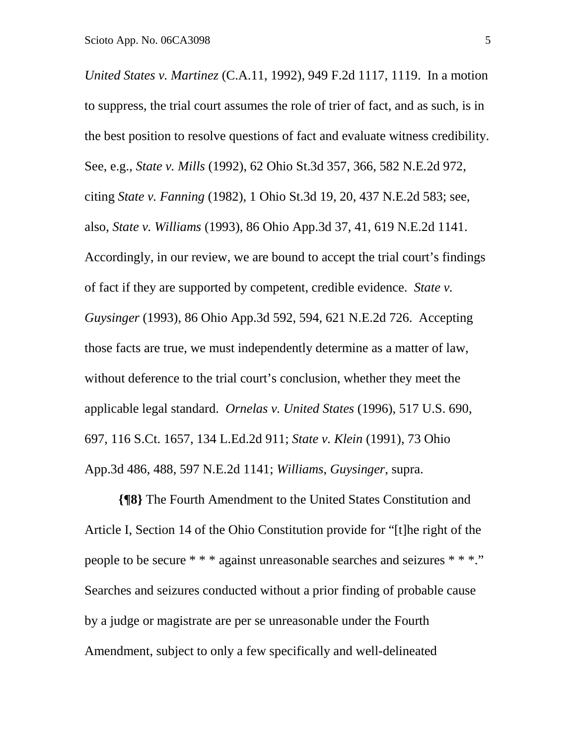*United States v. Martinez* (C.A.11, 1992), 949 F.2d 1117, 1119. In a motion to suppress, the trial court assumes the role of trier of fact, and as such, is in the best position to resolve questions of fact and evaluate witness credibility. See, e.g., *State v. Mills* (1992), 62 Ohio St.3d 357, 366, 582 N.E.2d 972, citing *State v. Fanning* (1982), 1 Ohio St.3d 19, 20, 437 N.E.2d 583; see, also, *State v. Williams* (1993), 86 Ohio App.3d 37, 41, 619 N.E.2d 1141. Accordingly, in our review, we are bound to accept the trial court's findings of fact if they are supported by competent, credible evidence. *State v. Guysinger* (1993), 86 Ohio App.3d 592, 594, 621 N.E.2d 726. Accepting those facts are true, we must independently determine as a matter of law, without deference to the trial court's conclusion, whether they meet the applicable legal standard. *Ornelas v. United States* (1996), 517 U.S. 690, 697, 116 S.Ct. 1657, 134 L.Ed.2d 911; *State v. Klein* (1991), 73 Ohio App.3d 486, 488, 597 N.E.2d 1141; *Williams*, *Guysinger*, supra.

**{¶8}** The Fourth Amendment to the United States Constitution and Article I, Section 14 of the Ohio Constitution provide for "[t]he right of the people to be secure * * * against unreasonable searches and seizures * * *." Searches and seizures conducted without a prior finding of probable cause by a judge or magistrate are per se unreasonable under the Fourth Amendment, subject to only a few specifically and well-delineated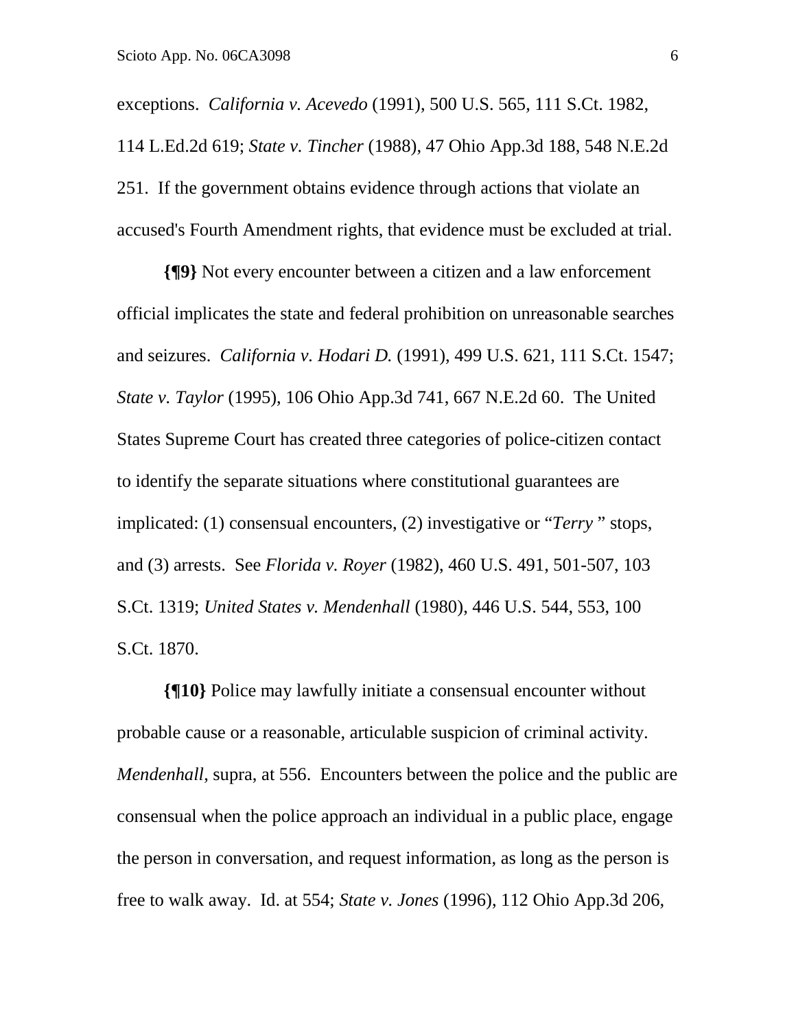exceptions. *California v. Acevedo* (1991), 500 U.S. 565, 111 S.Ct. 1982, 114 L.Ed.2d 619; *State v. Tincher* (1988), 47 Ohio App.3d 188, 548 N.E.2d 251. If the government obtains evidence through actions that violate an accused's Fourth Amendment rights, that evidence must be excluded at trial.

**{¶9}** Not every encounter between a citizen and a law enforcement official implicates the state and federal prohibition on unreasonable searches and seizures. *California v. Hodari D.* (1991), 499 U.S. 621, 111 S.Ct. 1547; *State v. Taylor* (1995), 106 Ohio App.3d 741, 667 N.E.2d 60. The United States Supreme Court has created three categories of police-citizen contact to identify the separate situations where constitutional guarantees are implicated: (1) consensual encounters, (2) investigative or "*Terry* " stops, and (3) arrests. See *Florida v. Royer* (1982), 460 U.S. 491, 501-507, 103 S.Ct. 1319; *United States v. Mendenhall* (1980), 446 U.S. 544, 553, 100 S.Ct. 1870.

**{¶10}** Police may lawfully initiate a consensual encounter without probable cause or a reasonable, articulable suspicion of criminal activity. *Mendenhall*, supra, at 556. Encounters between the police and the public are consensual when the police approach an individual in a public place, engage the person in conversation, and request information, as long as the person is free to walk away. Id. at 554; *State v. Jones* (1996), 112 Ohio App.3d 206,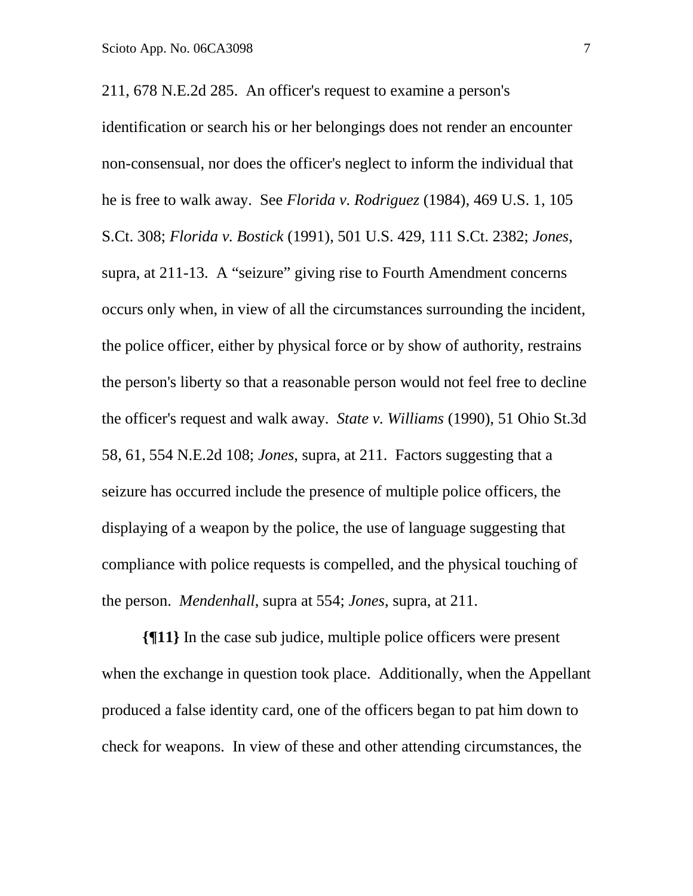211, 678 N.E.2d 285. An officer's request to examine a person's identification or search his or her belongings does not render an encounter non-consensual, nor does the officer's neglect to inform the individual that he is free to walk away. See *Florida v. Rodriguez* (1984), 469 U.S. 1, 105 S.Ct. 308; *Florida v. Bostick* (1991), 501 U.S. 429, 111 S.Ct. 2382; *Jones*, supra, at 211-13. A "seizure" giving rise to Fourth Amendment concerns occurs only when, in view of all the circumstances surrounding the incident, the police officer, either by physical force or by show of authority, restrains the person's liberty so that a reasonable person would not feel free to decline the officer's request and walk away. *State v. Williams* (1990), 51 Ohio St.3d 58, 61, 554 N.E.2d 108; *Jones*, supra, at 211. Factors suggesting that a seizure has occurred include the presence of multiple police officers, the displaying of a weapon by the police, the use of language suggesting that compliance with police requests is compelled, and the physical touching of the person. *Mendenhall*, supra at 554; *Jones*, supra, at 211.

**{¶11}** In the case sub judice, multiple police officers were present when the exchange in question took place. Additionally, when the Appellant produced a false identity card, one of the officers began to pat him down to check for weapons. In view of these and other attending circumstances, the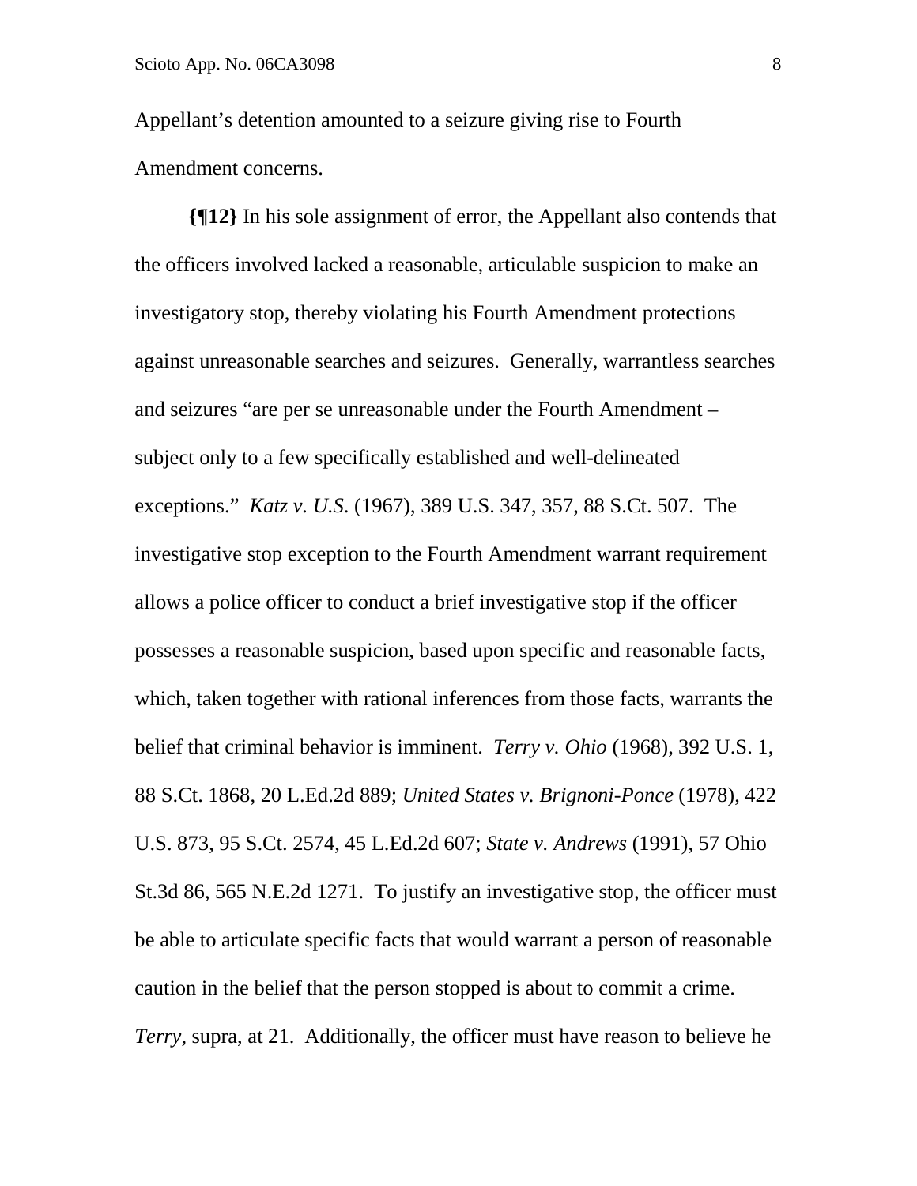Appellant's detention amounted to a seizure giving rise to Fourth Amendment concerns.

**{¶12}** In his sole assignment of error, the Appellant also contends that the officers involved lacked a reasonable, articulable suspicion to make an investigatory stop, thereby violating his Fourth Amendment protections against unreasonable searches and seizures. Generally, warrantless searches and seizures "are per se unreasonable under the Fourth Amendment – subject only to a few specifically established and well-delineated exceptions." *Katz v. U.S.* (1967), 389 U.S. 347, 357, 88 S.Ct. 507. The investigative stop exception to the Fourth Amendment warrant requirement allows a police officer to conduct a brief investigative stop if the officer possesses a reasonable suspicion, based upon specific and reasonable facts, which, taken together with rational inferences from those facts, warrants the belief that criminal behavior is imminent. *Terry v. Ohio* (1968), 392 U.S. 1, 88 S.Ct. 1868, 20 L.Ed.2d 889; *United States v. Brignoni-Ponce* (1978), 422 U.S. 873, 95 S.Ct. 2574, 45 L.Ed.2d 607; *State v. Andrews* (1991), 57 Ohio St.3d 86, 565 N.E.2d 1271. To justify an investigative stop, the officer must be able to articulate specific facts that would warrant a person of reasonable caution in the belief that the person stopped is about to commit a crime. *Terry*, supra, at 21. Additionally, the officer must have reason to believe he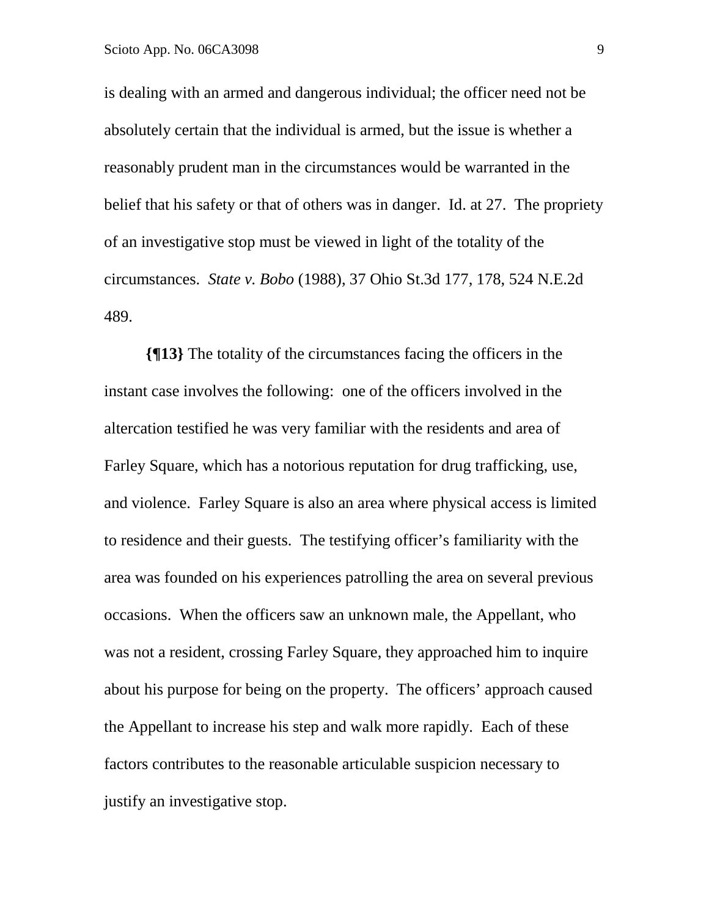is dealing with an armed and dangerous individual; the officer need not be absolutely certain that the individual is armed, but the issue is whether a reasonably prudent man in the circumstances would be warranted in the belief that his safety or that of others was in danger. Id. at 27. The propriety of an investigative stop must be viewed in light of the totality of the circumstances. *State v. Bobo* (1988), 37 Ohio St.3d 177, 178, 524 N.E.2d 489.

**{¶13}** The totality of the circumstances facing the officers in the instant case involves the following: one of the officers involved in the altercation testified he was very familiar with the residents and area of Farley Square, which has a notorious reputation for drug trafficking, use, and violence. Farley Square is also an area where physical access is limited to residence and their guests. The testifying officer's familiarity with the area was founded on his experiences patrolling the area on several previous occasions. When the officers saw an unknown male, the Appellant, who was not a resident, crossing Farley Square, they approached him to inquire about his purpose for being on the property. The officers' approach caused the Appellant to increase his step and walk more rapidly. Each of these factors contributes to the reasonable articulable suspicion necessary to justify an investigative stop.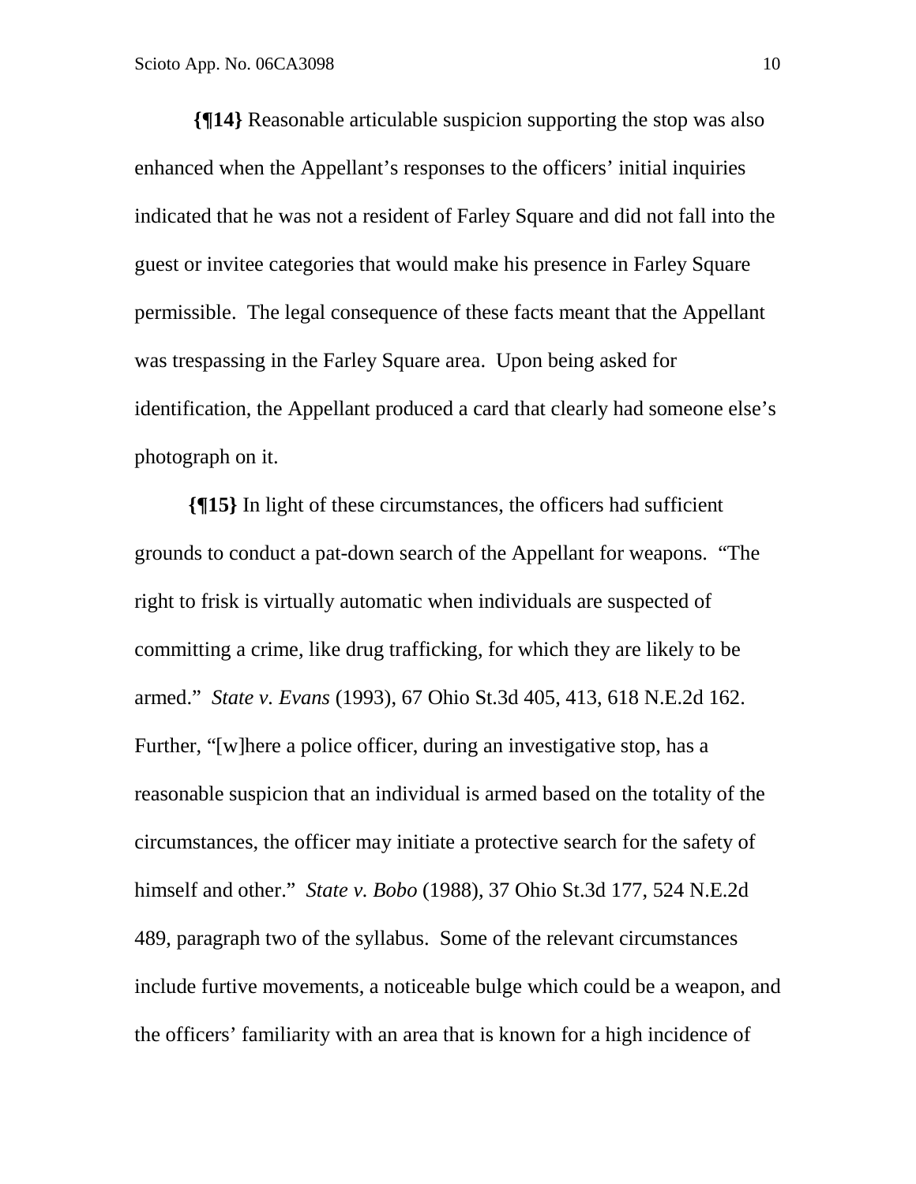**{¶14}** Reasonable articulable suspicion supporting the stop was also enhanced when the Appellant's responses to the officers' initial inquiries indicated that he was not a resident of Farley Square and did not fall into the guest or invitee categories that would make his presence in Farley Square permissible. The legal consequence of these facts meant that the Appellant was trespassing in the Farley Square area. Upon being asked for identification, the Appellant produced a card that clearly had someone else's photograph on it.

**{¶15}** In light of these circumstances, the officers had sufficient grounds to conduct a pat-down search of the Appellant for weapons. "The right to frisk is virtually automatic when individuals are suspected of committing a crime, like drug trafficking, for which they are likely to be armed." *State v. Evans* (1993), 67 Ohio St.3d 405, 413, 618 N.E.2d 162. Further, "[w]here a police officer, during an investigative stop, has a reasonable suspicion that an individual is armed based on the totality of the circumstances, the officer may initiate a protective search for the safety of himself and other." *State v. Bobo* (1988), 37 Ohio St.3d 177, 524 N.E.2d 489, paragraph two of the syllabus. Some of the relevant circumstances include furtive movements, a noticeable bulge which could be a weapon, and the officers' familiarity with an area that is known for a high incidence of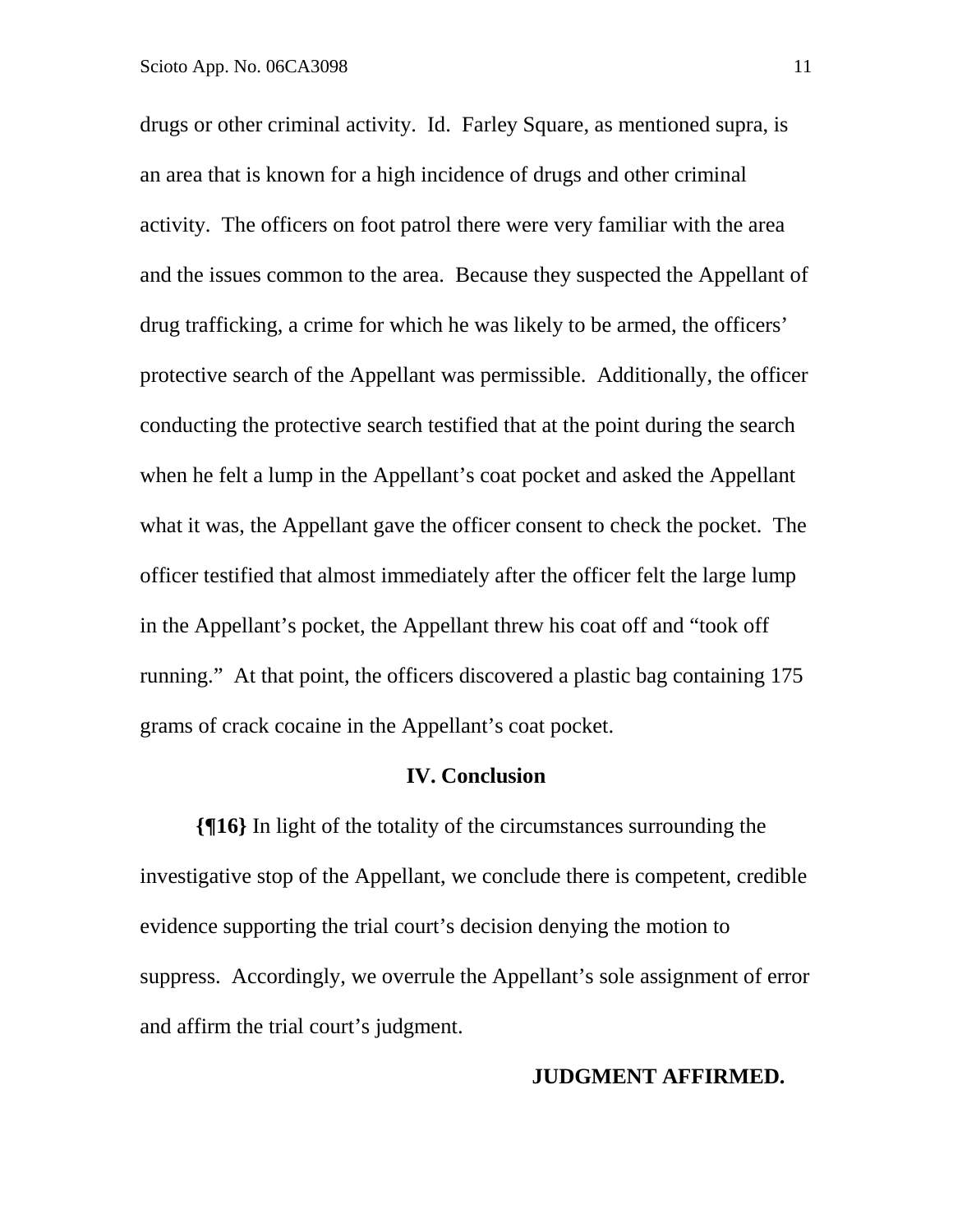drugs or other criminal activity. Id. Farley Square, as mentioned supra, is an area that is known for a high incidence of drugs and other criminal activity. The officers on foot patrol there were very familiar with the area and the issues common to the area. Because they suspected the Appellant of drug trafficking, a crime for which he was likely to be armed, the officers' protective search of the Appellant was permissible. Additionally, the officer conducting the protective search testified that at the point during the search when he felt a lump in the Appellant's coat pocket and asked the Appellant what it was, the Appellant gave the officer consent to check the pocket. The officer testified that almost immediately after the officer felt the large lump in the Appellant's pocket, the Appellant threw his coat off and "took off running." At that point, the officers discovered a plastic bag containing 175 grams of crack cocaine in the Appellant's coat pocket.

## IV. Conclusion

**{¶16}** In light of the totality of the circumstances surrounding the investigative stop of the Appellant, we conclude there is competent, credible evidence supporting the trial court's decision denying the motion to suppress. Accordingly, we overrule the Appellant's sole assignment of error and affirm the trial court's judgment.

**JUDGMENT AFFIRMED.**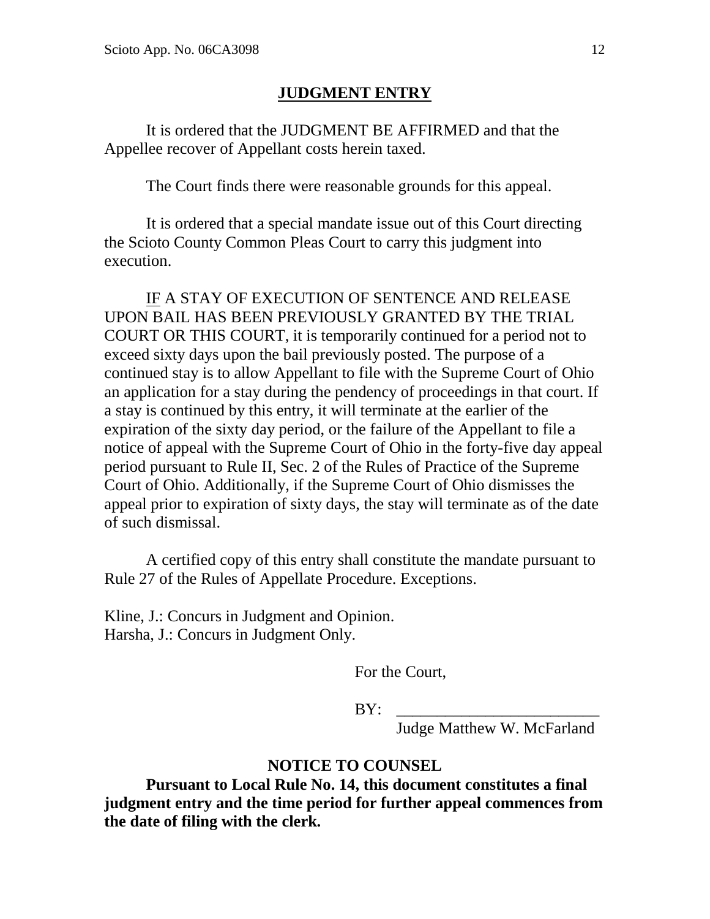## JUDGMENT ENTRY

It is ordered that the JUDGMENT BE AFFIRMED and that the Appellee recover of Appellant costs herein taxed.

The Court finds there were reasonable grounds for this appeal.

It is ordered that a special mandate issue out of this Court directing the Scioto County Common Pleas Court to carry this judgment into execution.

IF A STAY OF EXECUTION OF SENTENCE AND RELEASE UPON BAIL HAS BEEN PREVIOUSLY GRANTED BY THE TRIAL COURT OR THIS COURT, it is temporarily continued for a period not to exceed sixty days upon the bail previously posted. The purpose of a continued stay is to allow Appellant to file with the Supreme Court of Ohio an application for a stay during the pendency of proceedings in that court. If a stay is continued by this entry, it will terminate at the earlier of the expiration of the sixty day period, or the failure of the Appellant to file a notice of appeal with the Supreme Court of Ohio in the forty-five day appeal period pursuant to Rule II, Sec. 2 of the Rules of Practice of the Supreme Court of Ohio. Additionally, if the Supreme Court of Ohio dismisses the appeal prior to expiration of sixty days, the stay will terminate as of the date of such dismissal.

A certified copy of this entry shall constitute the mandate pursuant to Rule 27 of the Rules of Appellate Procedure. Exceptions.

Kline, J.: Concurs in Judgment and Opinion.
Harsha, J.: Concurs in Judgment Only.

For the Court,

BY: \_\_\_\_\_\_\_\_\_\_\_\_\_\_\_\_\_\_\_\_\_\_\_\_\_
Judge Matthew W. McFarland

**NOTICE TO COUNSEL**

**Pursuant to Local Rule No. 14, this document constitutes a final judgment entry and the time period for further appeal commences from the date of filing with the clerk.**